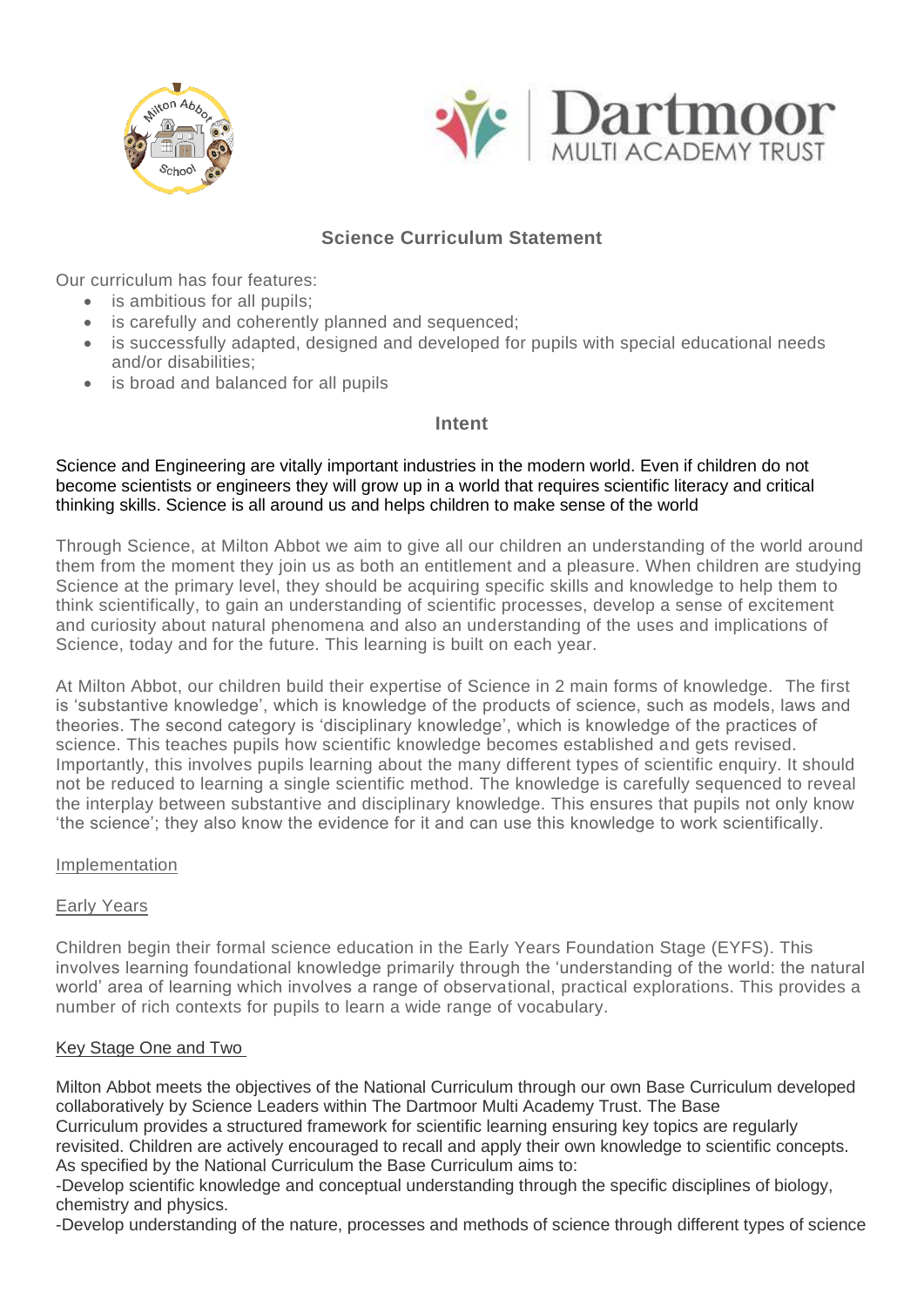## Science Curriculum Statement

Our curriculum has four features:

- is ambitious for all pupils;
- is carefully and coherently planned and sequenced;
- is successfully adapted, designed and developed for pupils with special educational needs and/or disabilities;
- is broad and balanced for all pupils

### Intent

Science and Engineering are vitally important industries in the modern world. Even if children do not become scientists or engineers they will grow up in a world that requires scientific literacy and critical thinking skills. Science is all around us and helps children to make sense of the world

Through Science, at Milton Abbot we aim to give all our children an understanding of the world around them from the moment they join us as both an entitlement and a pleasure. When children are studying Science at the primary level, they should be acquiring specific skills and knowledge to help them to think scientifically, to gain an understanding of scientific processes, develop a sense of excitement and curiosity about natural phenomena and also an understanding of the uses and implications of Science, today and for the future. This learning is built on each year.

At Milton Abbot, our children build their expertise of Science in 2 main forms of knowledge. The first is 'substantive knowledge', which is knowledge of the products of science, such as models, laws and theories. The second category is 'disciplinary knowledge', which is knowledge of the practices of science. This teaches pupils how scientific knowledge becomes established and gets revised. Importantly, this involves pupils learning about the many different types of scientific enquiry. It should not be reduced to learning a single scientific method. The knowledge is carefully sequenced to reveal the interplay between substantive and disciplinary knowledge. This ensures that pupils not only know 'the science'; they also know the evidence for it and can use this knowledge to work scientifically.

### Implementation

#### Early Years

Children begin their formal science education in the Early Years Foundation Stage (EYFS). This involves learning foundational knowledge primarily through the 'understanding of the world: the natural world' area of learning which involves a range of observational, practical explorations. This provides a number of rich contexts for pupils to learn a wide range of vocabulary.

#### Key Stage One and Two

Milton Abbot meets the objectives of the National Curriculum through our own Base Curriculum developed collaboratively by Science Leaders within The Dartmoor Multi Academy Trust. The Base Curriculum provides a structured framework for scientific learning ensuring key topics are regularly revisited. Children are actively encouraged to recall and apply their own knowledge to scientific concepts. As specified by the National Curriculum the Base Curriculum aims to:

-Develop scientific knowledge and conceptual understanding through the specific disciplines of biology, chemistry and physics.

-Develop understanding of the nature, processes and methods of science through different types of science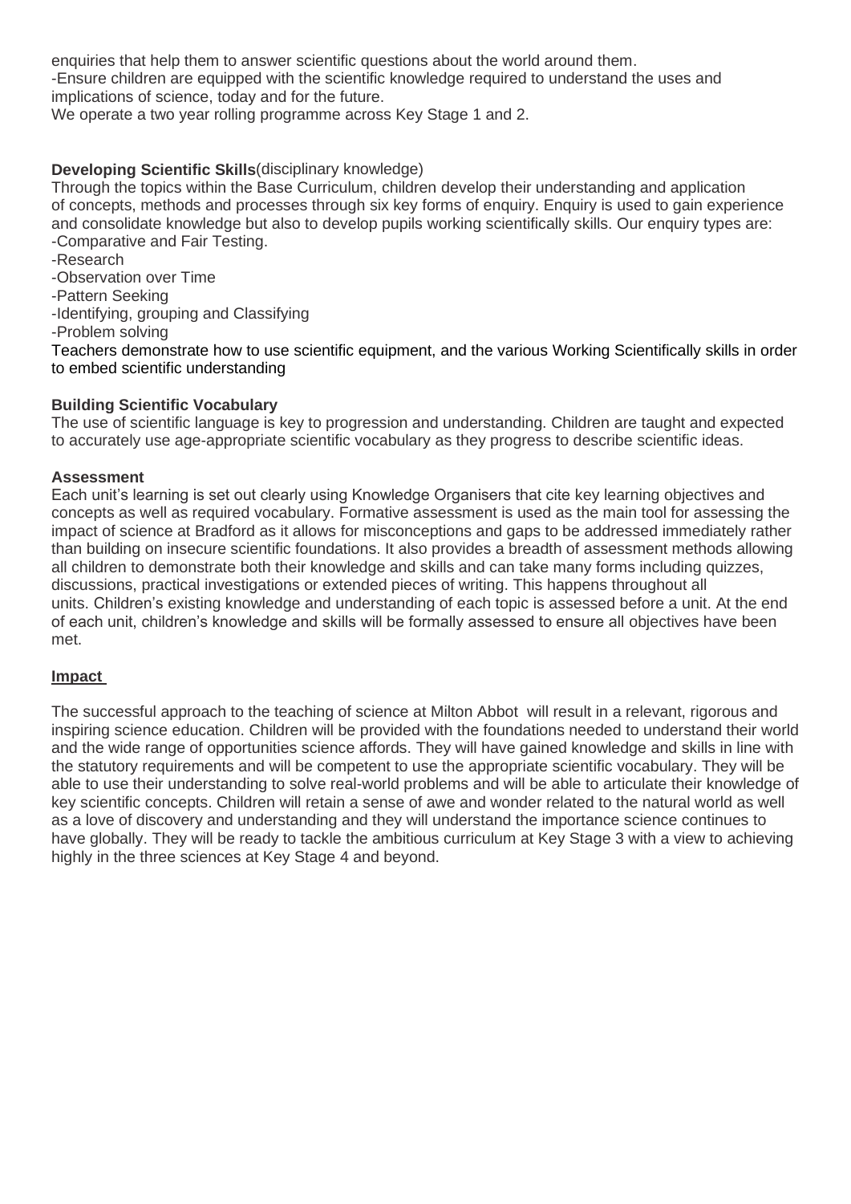enquiries that help them to answer scientific questions about the world around them.
-Ensure children are equipped with the scientific knowledge required to understand the uses and implications of science, today and for the future.
We operate a two year rolling programme across Key Stage 1 and 2.

**Developing Scientific Skills**(disciplinary knowledge)
Through the topics within the Base Curriculum, children develop their understanding and application of concepts, methods and processes through six key forms of enquiry. Enquiry is used to gain experience and consolidate knowledge but also to develop pupils working scientifically skills. Our enquiry types are:
-Comparative and Fair Testing.
-Research
-Observation over Time
-Pattern Seeking
-Identifying, grouping and Classifying
-Problem solving
Teachers demonstrate how to use scientific equipment, and the various Working Scientifically skills in order to embed scientific understanding

**Building Scientific Vocabulary**
The use of scientific language is key to progression and understanding. Children are taught and expected to accurately use age-appropriate scientific vocabulary as they progress to describe scientific ideas.

**Assessment**
Each unit's learning is set out clearly using Knowledge Organisers that cite key learning objectives and concepts as well as required vocabulary. Formative assessment is used as the main tool for assessing the impact of science at Bradford as it allows for misconceptions and gaps to be addressed immediately rather than building on insecure scientific foundations. It also provides a breadth of assessment methods allowing all children to demonstrate both their knowledge and skills and can take many forms including quizzes, discussions, practical investigations or extended pieces of writing. This happens throughout all units. Children's existing knowledge and understanding of each topic is assessed before a unit. At the end of each unit, children's knowledge and skills will be formally assessed to ensure all objectives have been met.

**Impact**

The successful approach to the teaching of science at Milton Abbot will result in a relevant, rigorous and inspiring science education. Children will be provided with the foundations needed to understand their world and the wide range of opportunities science affords. They will have gained knowledge and skills in line with the statutory requirements and will be competent to use the appropriate scientific vocabulary. They will be able to use their understanding to solve real-world problems and will be able to articulate their knowledge of key scientific concepts. Children will retain a sense of awe and wonder related to the natural world as well as a love of discovery and understanding and they will understand the importance science continues to have globally. They will be ready to tackle the ambitious curriculum at Key Stage 3 with a view to achieving highly in the three sciences at Key Stage 4 and beyond.